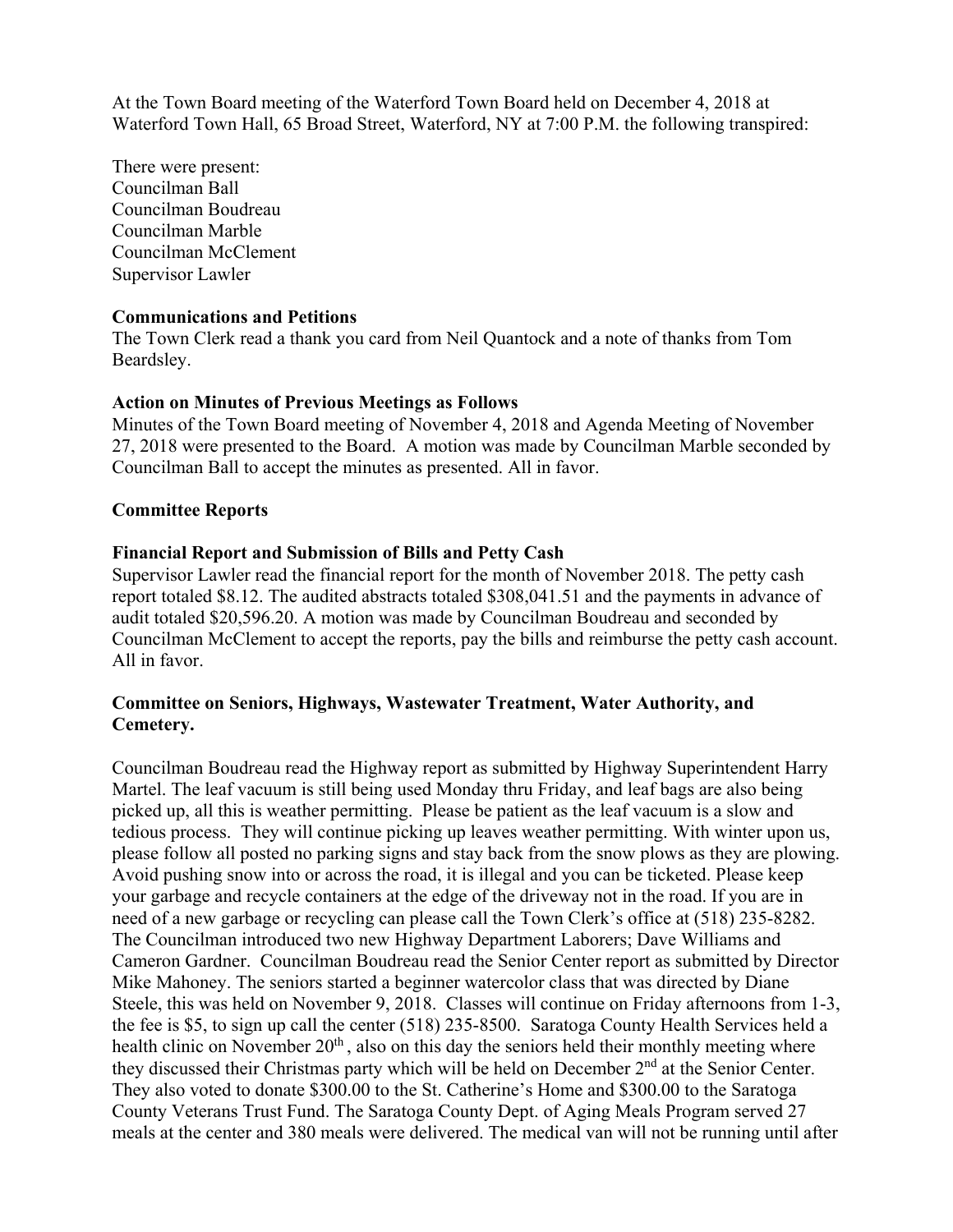At the Town Board meeting of the Waterford Town Board held on December 4, 2018 at Waterford Town Hall, 65 Broad Street, Waterford, NY at 7:00 P.M. the following transpired:

There were present:
Councilman Ball
Councilman Boudreau
Councilman Marble
Councilman McClement
Supervisor Lawler

**Communications and Petitions**
The Town Clerk read a thank you card from Neil Quantock and a note of thanks from Tom Beardsley.

**Action on Minutes of Previous Meetings as Follows**
Minutes of the Town Board meeting of November 4, 2018 and Agenda Meeting of November 27, 2018 were presented to the Board. A motion was made by Councilman Marble seconded by Councilman Ball to accept the minutes as presented. All in favor.

**Committee Reports**

**Financial Report and Submission of Bills and Petty Cash**
Supervisor Lawler read the financial report for the month of November 2018. The petty cash report totaled $8.12. The audited abstracts totaled $308,041.51 and the payments in advance of audit totaled $20,596.20. A motion was made by Councilman Boudreau and seconded by Councilman McClement to accept the reports, pay the bills and reimburse the petty cash account. All in favor.

**Committee on Seniors, Highways, Wastewater Treatment, Water Authority, and Cemetery.**

Councilman Boudreau read the Highway report as submitted by Highway Superintendent Harry Martel. The leaf vacuum is still being used Monday thru Friday, and leaf bags are also being picked up, all this is weather permitting. Please be patient as the leaf vacuum is a slow and tedious process. They will continue picking up leaves weather permitting. With winter upon us, please follow all posted no parking signs and stay back from the snow plows as they are plowing. Avoid pushing snow into or across the road, it is illegal and you can be ticketed. Please keep your garbage and recycle containers at the edge of the driveway not in the road. If you are in need of a new garbage or recycling can please call the Town Clerk's office at (518) 235-8282. The Councilman introduced two new Highway Department Laborers; Dave Williams and Cameron Gardner. Councilman Boudreau read the Senior Center report as submitted by Director Mike Mahoney. The seniors started a beginner watercolor class that was directed by Diane Steele, this was held on November 9, 2018. Classes will continue on Friday afternoons from 1-3, the fee is $5, to sign up call the center (518) 235-8500. Saratoga County Health Services held a health clinic on November 20th , also on this day the seniors held their monthly meeting where they discussed their Christmas party which will be held on December 2nd at the Senior Center. They also voted to donate $300.00 to the St. Catherine's Home and $300.00 to the Saratoga County Veterans Trust Fund. The Saratoga County Dept. of Aging Meals Program served 27 meals at the center and 380 meals were delivered. The medical van will not be running until after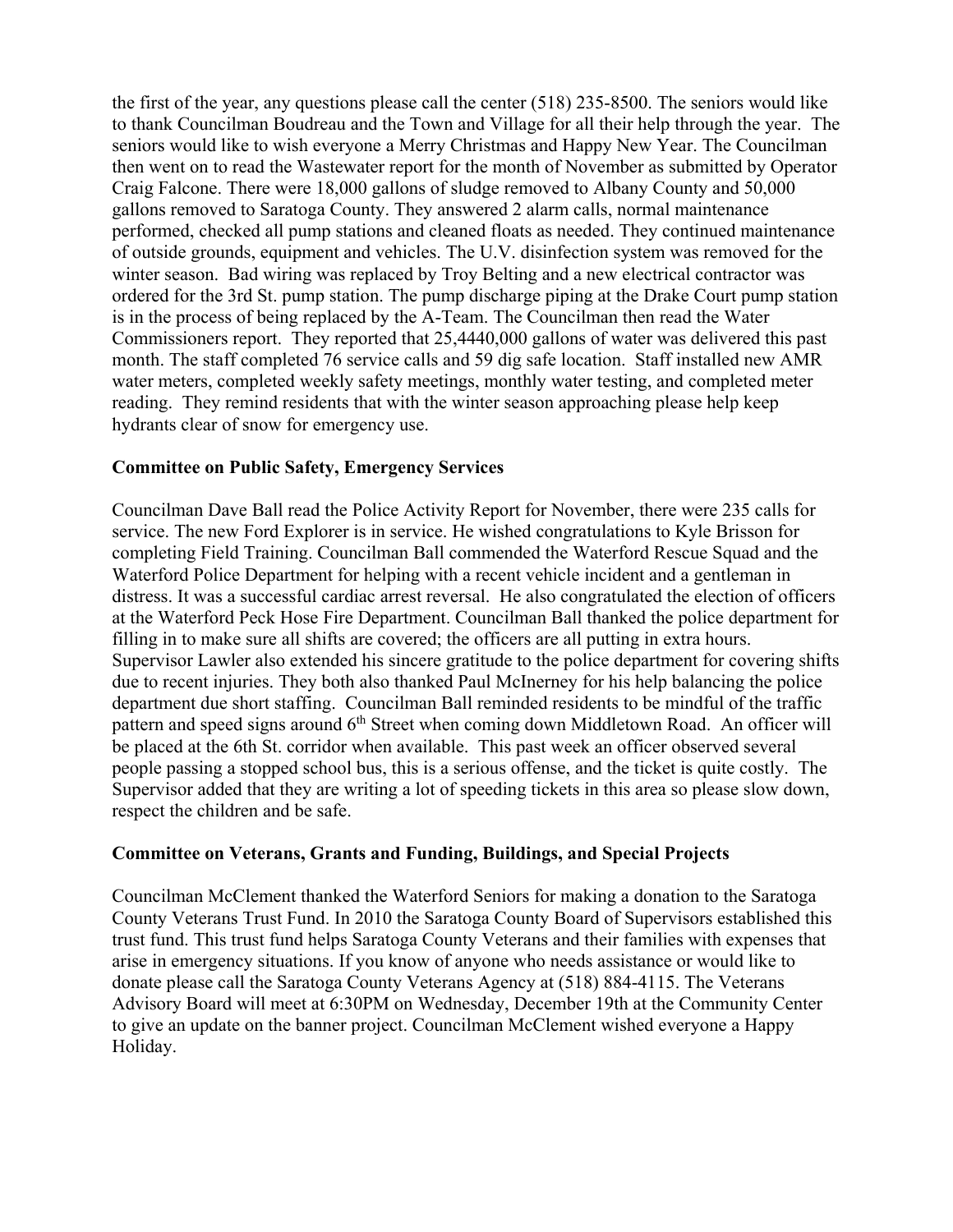the first of the year, any questions please call the center (518) 235-8500. The seniors would like to thank Councilman Boudreau and the Town and Village for all their help through the year. The seniors would like to wish everyone a Merry Christmas and Happy New Year. The Councilman then went on to read the Wastewater report for the month of November as submitted by Operator Craig Falcone. There were 18,000 gallons of sludge removed to Albany County and 50,000 gallons removed to Saratoga County. They answered 2 alarm calls, normal maintenance performed, checked all pump stations and cleaned floats as needed. They continued maintenance of outside grounds, equipment and vehicles. The U.V. disinfection system was removed for the winter season. Bad wiring was replaced by Troy Belting and a new electrical contractor was ordered for the 3rd St. pump station. The pump discharge piping at the Drake Court pump station is in the process of being replaced by the A-Team. The Councilman then read the Water Commissioners report. They reported that 25,4440,000 gallons of water was delivered this past month. The staff completed 76 service calls and 59 dig safe location. Staff installed new AMR water meters, completed weekly safety meetings, monthly water testing, and completed meter reading. They remind residents that with the winter season approaching please help keep hydrants clear of snow for emergency use.

**Committee on Public Safety, Emergency Services**

Councilman Dave Ball read the Police Activity Report for November, there were 235 calls for service. The new Ford Explorer is in service. He wished congratulations to Kyle Brisson for completing Field Training. Councilman Ball commended the Waterford Rescue Squad and the Waterford Police Department for helping with a recent vehicle incident and a gentleman in distress. It was a successful cardiac arrest reversal. He also congratulated the election of officers at the Waterford Peck Hose Fire Department. Councilman Ball thanked the police department for filling in to make sure all shifts are covered; the officers are all putting in extra hours. Supervisor Lawler also extended his sincere gratitude to the police department for covering shifts due to recent injuries. They both also thanked Paul McInerney for his help balancing the police department due short staffing. Councilman Ball reminded residents to be mindful of the traffic pattern and speed signs around 6th Street when coming down Middletown Road. An officer will be placed at the 6th St. corridor when available. This past week an officer observed several people passing a stopped school bus, this is a serious offense, and the ticket is quite costly. The Supervisor added that they are writing a lot of speeding tickets in this area so please slow down, respect the children and be safe.

**Committee on Veterans, Grants and Funding, Buildings, and Special Projects**

Councilman McClement thanked the Waterford Seniors for making a donation to the Saratoga County Veterans Trust Fund. In 2010 the Saratoga County Board of Supervisors established this trust fund. This trust fund helps Saratoga County Veterans and their families with expenses that arise in emergency situations. If you know of anyone who needs assistance or would like to donate please call the Saratoga County Veterans Agency at (518) 884-4115. The Veterans Advisory Board will meet at 6:30PM on Wednesday, December 19th at the Community Center to give an update on the banner project. Councilman McClement wished everyone a Happy Holiday.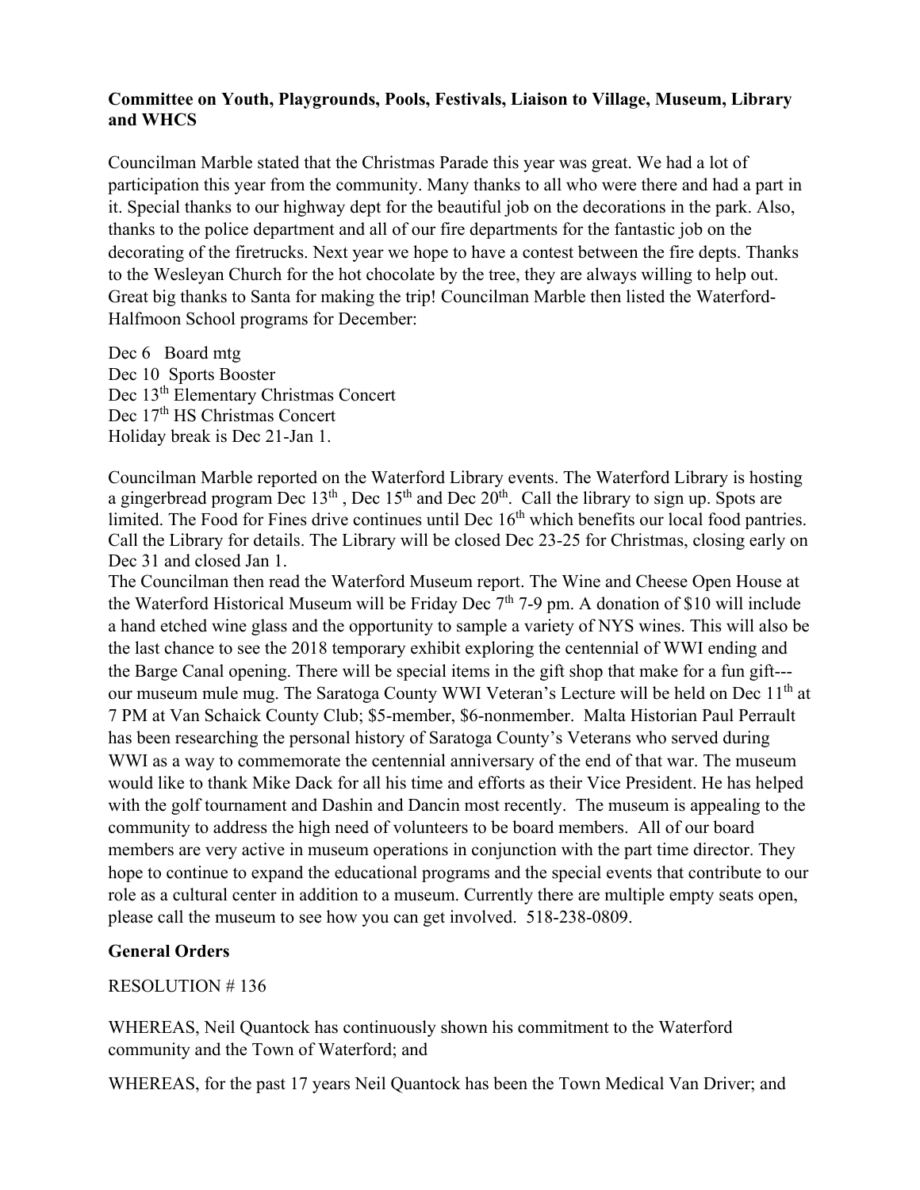**Committee on Youth, Playgrounds, Pools, Festivals, Liaison to Village, Museum, Library and WHCS**

Councilman Marble stated that the Christmas Parade this year was great. We had a lot of participation this year from the community. Many thanks to all who were there and had a part in it. Special thanks to our highway dept for the beautiful job on the decorations in the park. Also, thanks to the police department and all of our fire departments for the fantastic job on the decorating of the firetrucks. Next year we hope to have a contest between the fire depts. Thanks to the Wesleyan Church for the hot chocolate by the tree, they are always willing to help out. Great big thanks to Santa for making the trip! Councilman Marble then listed the Waterford-Halfmoon School programs for December:

Dec 6 Board mtg
Dec 10 Sports Booster
Dec 13th Elementary Christmas Concert
Dec 17th HS Christmas Concert
Holiday break is Dec 21-Jan 1.

Councilman Marble reported on the Waterford Library events. The Waterford Library is hosting a gingerbread program Dec 13th , Dec 15th and Dec 20th. Call the library to sign up. Spots are limited. The Food for Fines drive continues until Dec 16th which benefits our local food pantries. Call the Library for details. The Library will be closed Dec 23-25 for Christmas, closing early on Dec 31 and closed Jan 1.

The Councilman then read the Waterford Museum report. The Wine and Cheese Open House at the Waterford Historical Museum will be Friday Dec 7th 7-9 pm. A donation of $10 will include a hand etched wine glass and the opportunity to sample a variety of NYS wines. This will also be the last chance to see the 2018 temporary exhibit exploring the centennial of WWI ending and the Barge Canal opening. There will be special items in the gift shop that make for a fun gift---our museum mule mug. The Saratoga County WWI Veteran's Lecture will be held on Dec 11th at 7 PM at Van Schaick County Club; $5-member, $6-nonmember. Malta Historian Paul Perrault has been researching the personal history of Saratoga County's Veterans who served during WWI as a way to commemorate the centennial anniversary of the end of that war. The museum would like to thank Mike Dack for all his time and efforts as their Vice President. He has helped with the golf tournament and Dashin and Dancin most recently. The museum is appealing to the community to address the high need of volunteers to be board members. All of our board members are very active in museum operations in conjunction with the part time director. They hope to continue to expand the educational programs and the special events that contribute to our role as a cultural center in addition to a museum. Currently there are multiple empty seats open, please call the museum to see how you can get involved. 518-238-0809.

**General Orders**

RESOLUTION # 136

WHEREAS, Neil Quantock has continuously shown his commitment to the Waterford community and the Town of Waterford; and

WHEREAS, for the past 17 years Neil Quantock has been the Town Medical Van Driver; and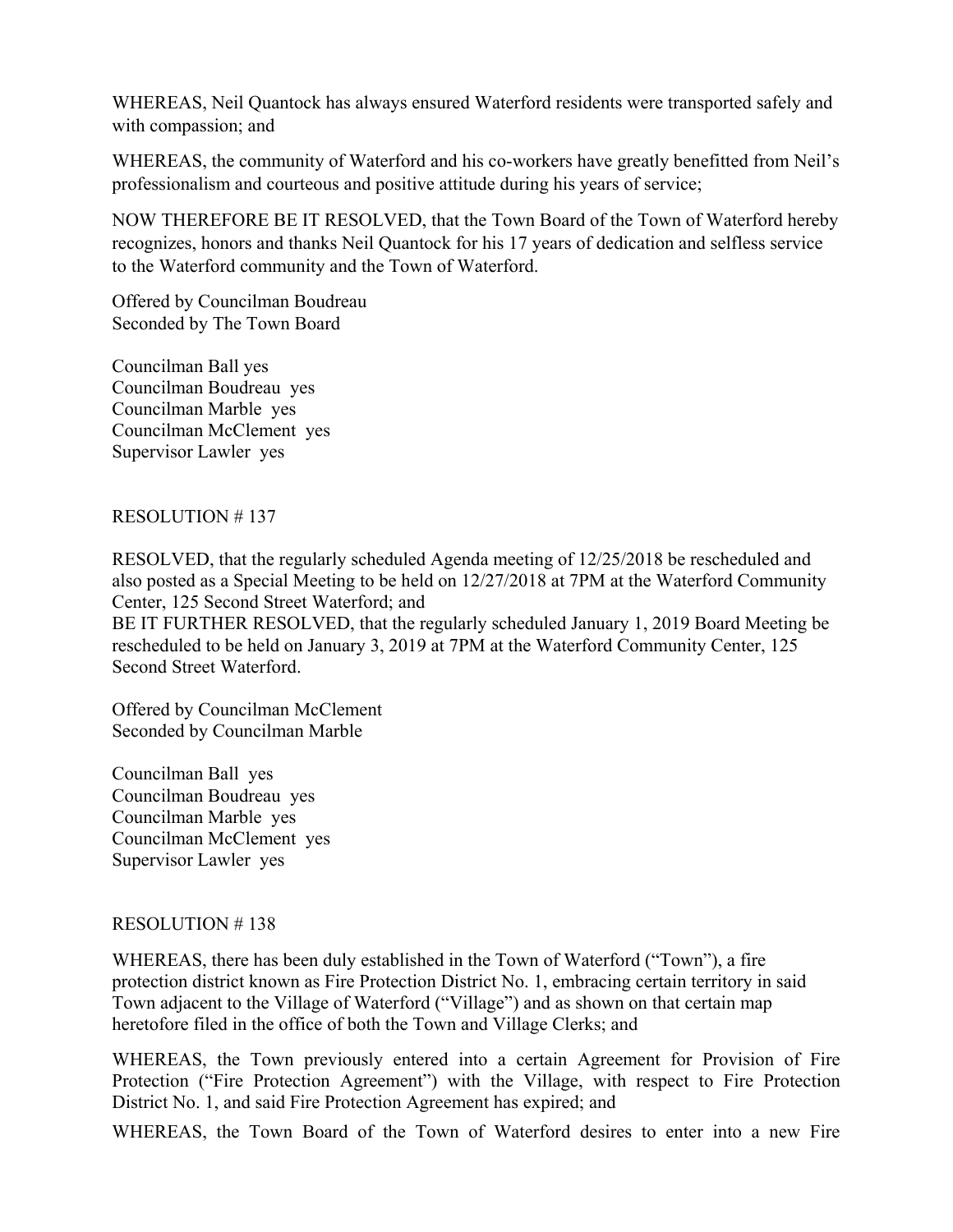WHEREAS, Neil Quantock has always ensured Waterford residents were transported safely and with compassion; and

WHEREAS, the community of Waterford and his co-workers have greatly benefitted from Neil's professionalism and courteous and positive attitude during his years of service;

NOW THEREFORE BE IT RESOLVED, that the Town Board of the Town of Waterford hereby recognizes, honors and thanks Neil Quantock for his 17 years of dedication and selfless service to the Waterford community and the Town of Waterford.

Offered by Councilman Boudreau
Seconded by The Town Board

Councilman Ball yes
Councilman Boudreau yes
Councilman Marble yes
Councilman McClement yes
Supervisor Lawler yes

RESOLUTION # 137

RESOLVED, that the regularly scheduled Agenda meeting of 12/25/2018 be rescheduled and also posted as a Special Meeting to be held on 12/27/2018 at 7PM at the Waterford Community Center, 125 Second Street Waterford; and
BE IT FURTHER RESOLVED, that the regularly scheduled January 1, 2019 Board Meeting be rescheduled to be held on January 3, 2019 at 7PM at the Waterford Community Center, 125 Second Street Waterford.

Offered by Councilman McClement
Seconded by Councilman Marble

Councilman Ball yes
Councilman Boudreau yes
Councilman Marble yes
Councilman McClement yes
Supervisor Lawler yes

RESOLUTION # 138

WHEREAS, there has been duly established in the Town of Waterford ("Town"), a fire protection district known as Fire Protection District No. 1, embracing certain territory in said Town adjacent to the Village of Waterford ("Village") and as shown on that certain map heretofore filed in the office of both the Town and Village Clerks; and

WHEREAS, the Town previously entered into a certain Agreement for Provision of Fire Protection ("Fire Protection Agreement") with the Village, with respect to Fire Protection District No. 1, and said Fire Protection Agreement has expired; and

WHEREAS, the Town Board of the Town of Waterford desires to enter into a new Fire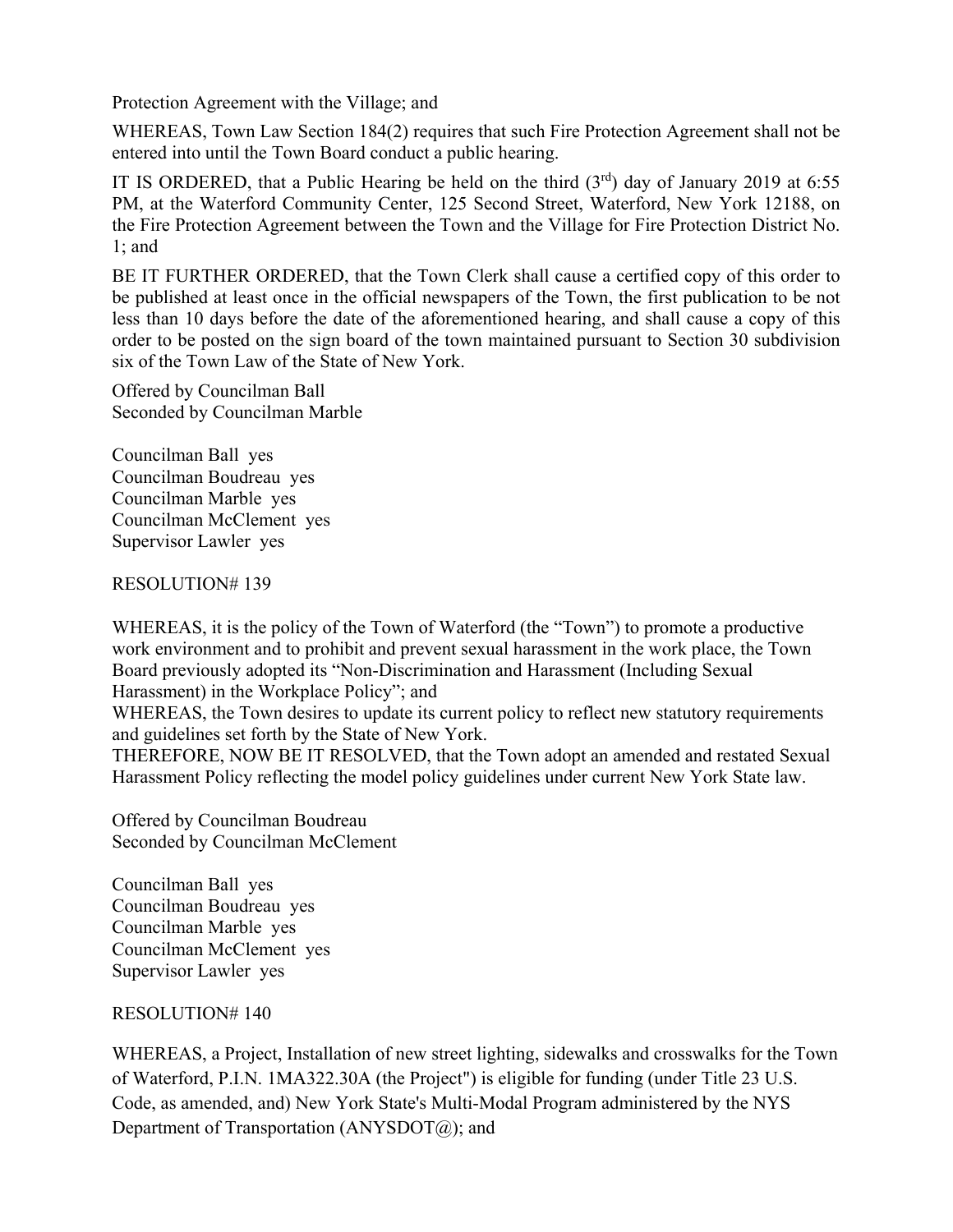Protection Agreement with the Village; and

WHEREAS, Town Law Section 184(2) requires that such Fire Protection Agreement shall not be entered into until the Town Board conduct a public hearing.

IT IS ORDERED, that a Public Hearing be held on the third (3rd) day of January 2019 at 6:55 PM, at the Waterford Community Center, 125 Second Street, Waterford, New York 12188, on the Fire Protection Agreement between the Town and the Village for Fire Protection District No. 1; and

BE IT FURTHER ORDERED, that the Town Clerk shall cause a certified copy of this order to be published at least once in the official newspapers of the Town, the first publication to be not less than 10 days before the date of the aforementioned hearing, and shall cause a copy of this order to be posted on the sign board of the town maintained pursuant to Section 30 subdivision six of the Town Law of the State of New York.

Offered by Councilman Ball
Seconded by Councilman Marble

Councilman Ball yes
Councilman Boudreau yes
Councilman Marble yes
Councilman McClement yes
Supervisor Lawler yes

RESOLUTION# 139

WHEREAS, it is the policy of the Town of Waterford (the "Town") to promote a productive work environment and to prohibit and prevent sexual harassment in the work place, the Town Board previously adopted its "Non-Discrimination and Harassment (Including Sexual Harassment) in the Workplace Policy"; and
WHEREAS, the Town desires to update its current policy to reflect new statutory requirements and guidelines set forth by the State of New York.
THEREFORE, NOW BE IT RESOLVED, that the Town adopt an amended and restated Sexual Harassment Policy reflecting the model policy guidelines under current New York State law.

Offered by Councilman Boudreau
Seconded by Councilman McClement

Councilman Ball yes
Councilman Boudreau yes
Councilman Marble yes
Councilman McClement yes
Supervisor Lawler yes

RESOLUTION# 140

WHEREAS, a Project, Installation of new street lighting, sidewalks and crosswalks for the Town of Waterford, P.I.N. 1MA322.30A (the Project") is eligible for funding (under Title 23 U.S. Code, as amended, and) New York State's Multi-Modal Program administered by the NYS Department of Transportation (ANYSDOT@); and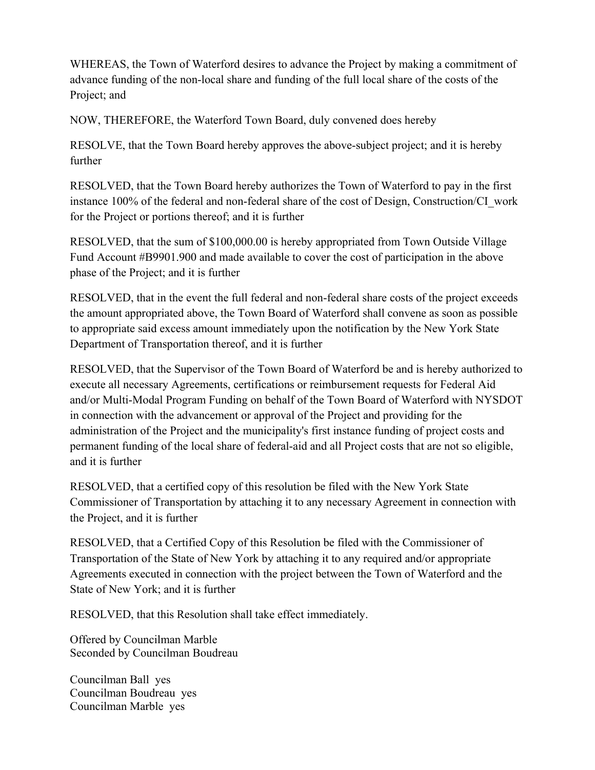WHEREAS, the Town of Waterford desires to advance the Project by making a commitment of advance funding of the non-local share and funding of the full local share of the costs of the Project; and

NOW, THEREFORE, the Waterford Town Board, duly convened does hereby

RESOLVE, that the Town Board hereby approves the above-subject project; and it is hereby further

RESOLVED, that the Town Board hereby authorizes the Town of Waterford to pay in the first instance 100% of the federal and non-federal share of the cost of Design, Construction/CI_work for the Project or portions thereof; and it is further

RESOLVED, that the sum of $100,000.00 is hereby appropriated from Town Outside Village Fund Account #B9901.900 and made available to cover the cost of participation in the above phase of the Project; and it is further

RESOLVED, that in the event the full federal and non-federal share costs of the project exceeds the amount appropriated above, the Town Board of Waterford shall convene as soon as possible to appropriate said excess amount immediately upon the notification by the New York State Department of Transportation thereof, and it is further

RESOLVED, that the Supervisor of the Town Board of Waterford be and is hereby authorized to execute all necessary Agreements, certifications or reimbursement requests for Federal Aid and/or Multi-Modal Program Funding on behalf of the Town Board of Waterford with NYSDOT in connection with the advancement or approval of the Project and providing for the administration of the Project and the municipality's first instance funding of project costs and permanent funding of the local share of federal-aid and all Project costs that are not so eligible, and it is further

RESOLVED, that a certified copy of this resolution be filed with the New York State Commissioner of Transportation by attaching it to any necessary Agreement in connection with the Project, and it is further

RESOLVED, that a Certified Copy of this Resolution be filed with the Commissioner of Transportation of the State of New York by attaching it to any required and/or appropriate Agreements executed in connection with the project between the Town of Waterford and the State of New York; and it is further

RESOLVED, that this Resolution shall take effect immediately.

Offered by Councilman Marble
Seconded by Councilman Boudreau

Councilman Ball yes
Councilman Boudreau yes
Councilman Marble yes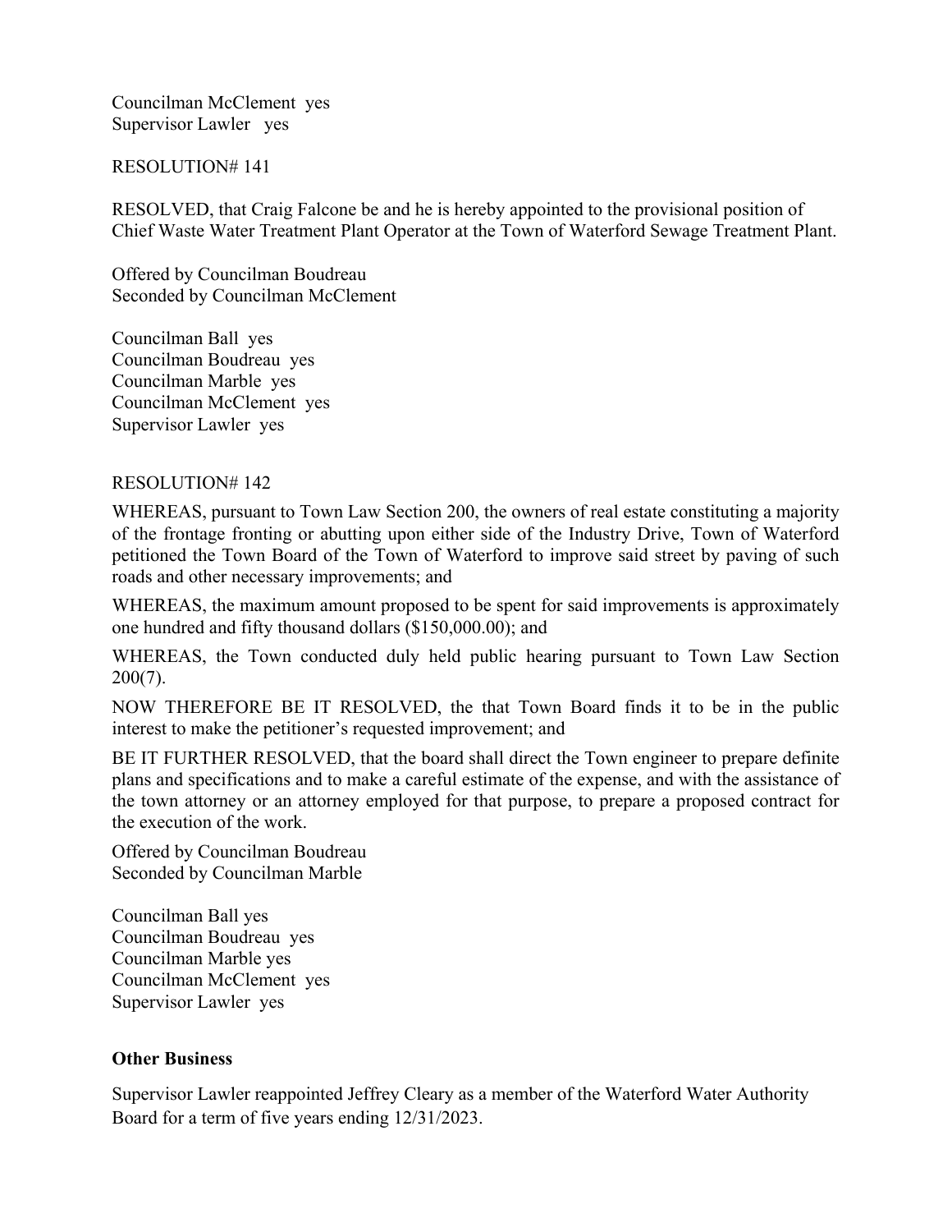Councilman McClement yes
Supervisor Lawler yes

RESOLUTION# 141

RESOLVED, that Craig Falcone be and he is hereby appointed to the provisional position of Chief Waste Water Treatment Plant Operator at the Town of Waterford Sewage Treatment Plant.

Offered by Councilman Boudreau
Seconded by Councilman McClement

Councilman Ball yes
Councilman Boudreau yes
Councilman Marble yes
Councilman McClement yes
Supervisor Lawler yes

RESOLUTION# 142

WHEREAS, pursuant to Town Law Section 200, the owners of real estate constituting a majority of the frontage fronting or abutting upon either side of the Industry Drive, Town of Waterford petitioned the Town Board of the Town of Waterford to improve said street by paving of such roads and other necessary improvements; and

WHEREAS, the maximum amount proposed to be spent for said improvements is approximately one hundred and fifty thousand dollars ($150,000.00); and

WHEREAS, the Town conducted duly held public hearing pursuant to Town Law Section 200(7).

NOW THEREFORE BE IT RESOLVED, the that Town Board finds it to be in the public interest to make the petitioner's requested improvement; and

BE IT FURTHER RESOLVED, that the board shall direct the Town engineer to prepare definite plans and specifications and to make a careful estimate of the expense, and with the assistance of the town attorney or an attorney employed for that purpose, to prepare a proposed contract for the execution of the work.

Offered by Councilman Boudreau
Seconded by Councilman Marble

Councilman Ball yes
Councilman Boudreau yes
Councilman Marble yes
Councilman McClement yes
Supervisor Lawler yes

**Other Business**

Supervisor Lawler reappointed Jeffrey Cleary as a member of the Waterford Water Authority Board for a term of five years ending 12/31/2023.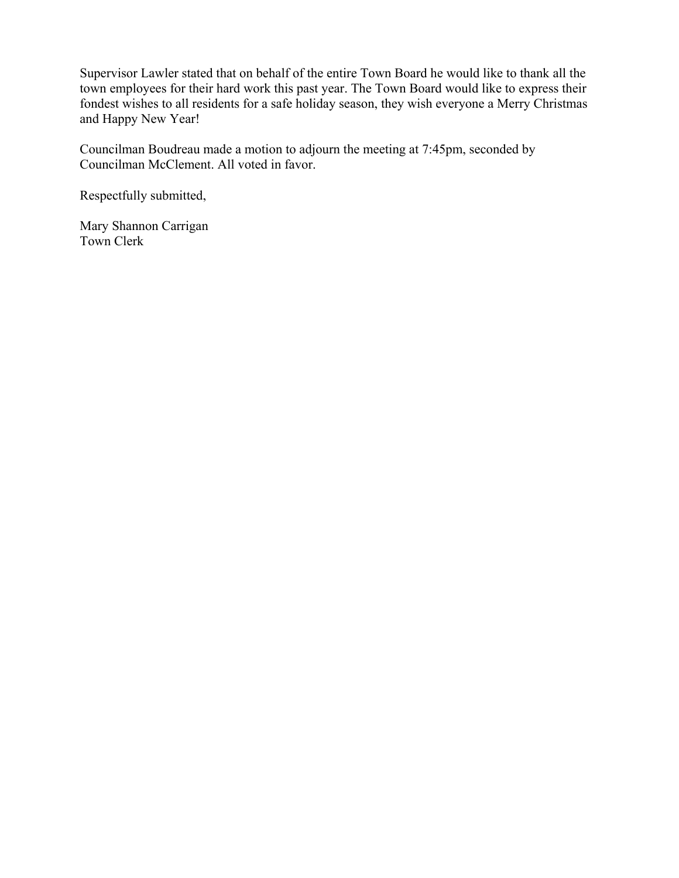Supervisor Lawler stated that on behalf of the entire Town Board he would like to thank all the town employees for their hard work this past year. The Town Board would like to express their fondest wishes to all residents for a safe holiday season, they wish everyone a Merry Christmas and Happy New Year!

Councilman Boudreau made a motion to adjourn the meeting at 7:45pm, seconded by Councilman McClement. All voted in favor.

Respectfully submitted,

Mary Shannon Carrigan
Town Clerk